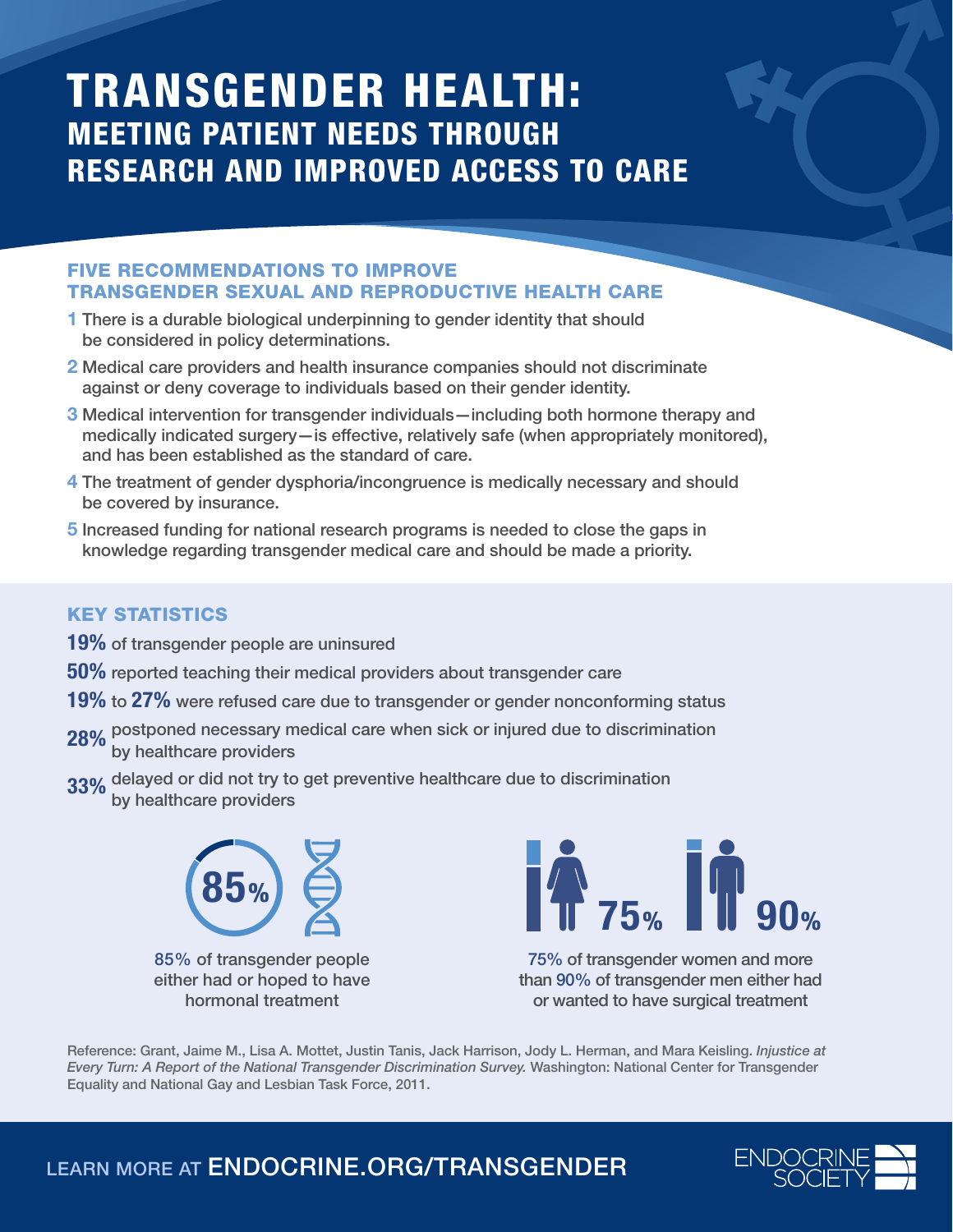# TRANSGENDER HEALTH:

## MEETING PATIENT NEEDS THROUGH RESEARCH AND IMPROVED ACCESS TO CARE

### FIVE RECOMMENDATIONS TO IMPROVE TRANSGENDER SEXUAL AND REPRODUCTIVE HEALTH CARE

1. There is a durable biological underpinning to gender identity that should be considered in policy determinations.
2. Medical care providers and health insurance companies should not discriminate against or deny coverage to individuals based on their gender identity.
3. Medical intervention for transgender individuals—including both hormone therapy and medically indicated surgery—is effective, relatively safe (when appropriately monitored), and has been established as the standard of care.
4. The treatment of gender dysphoria/incongruence is medically necessary and should be covered by insurance.
5. Increased funding for national research programs is needed to close the gaps in knowledge regarding transgender medical care and should be made a priority.

### KEY STATISTICS

**19%** of transgender people are uninsured

**50%** reported teaching their medical providers about transgender care

**19%** to **27%** were refused care due to transgender or gender nonconforming status

**28%** postponed necessary medical care when sick or injured due to discrimination by healthcare providers

**33%** delayed or did not try to get preventive healthcare due to discrimination by healthcare providers

**85%**

85% of transgender people either had or hoped to have hormonal treatment

**75%** **90%**

75% of transgender women and more than 90% of transgender men either had or wanted to have surgical treatment

Reference: Grant, Jaime M., Lisa A. Mottet, Justin Tanis, Jack Harrison, Jody L. Herman, and Mara Keisling. *Injustice at Every Turn: A Report of the National Transgender Discrimination Survey.* Washington: National Center for Transgender Equality and National Gay and Lesbian Task Force, 2011.

LEARN MORE AT ENDOCRINE.ORG/TRANSGENDER

ENDOCRINE SOCIETY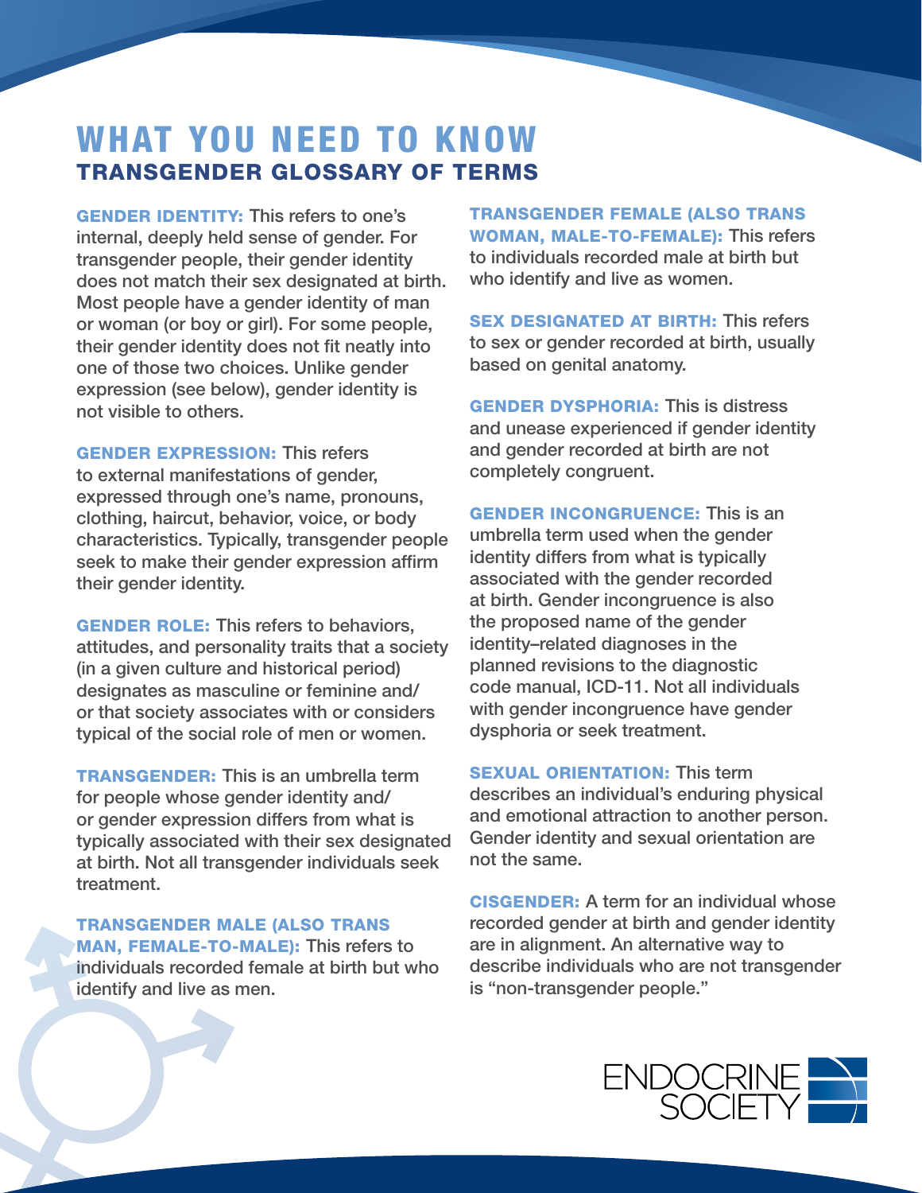# WHAT YOU NEED TO KNOW

## TRANSGENDER GLOSSARY OF TERMS

**GENDER IDENTITY:** This refers to one's internal, deeply held sense of gender. For transgender people, their gender identity does not match their sex designated at birth. Most people have a gender identity of man or woman (or boy or girl). For some people, their gender identity does not fit neatly into one of those two choices. Unlike gender expression (see below), gender identity is not visible to others.

**GENDER EXPRESSION:** This refers to external manifestations of gender, expressed through one's name, pronouns, clothing, haircut, behavior, voice, or body characteristics. Typically, transgender people seek to make their gender expression affirm their gender identity.

**GENDER ROLE:** This refers to behaviors, attitudes, and personality traits that a society (in a given culture and historical period) designates as masculine or feminine and/or that society associates with or considers typical of the social role of men or women.

**TRANSGENDER:** This is an umbrella term for people whose gender identity and/or gender expression differs from what is typically associated with their sex designated at birth. Not all transgender individuals seek treatment.

**TRANSGENDER MALE (ALSO TRANS MAN, FEMALE-TO-MALE):** This refers to individuals recorded female at birth but who identify and live as men.

**TRANSGENDER FEMALE (ALSO TRANS WOMAN, MALE-TO-FEMALE):** This refers to individuals recorded male at birth but who identify and live as women.

**SEX DESIGNATED AT BIRTH:** This refers to sex or gender recorded at birth, usually based on genital anatomy.

**GENDER DYSPHORIA:** This is distress and unease experienced if gender identity and gender recorded at birth are not completely congruent.

**GENDER INCONGRUENCE:** This is an umbrella term used when the gender identity differs from what is typically associated with the gender recorded at birth. Gender incongruence is also the proposed name of the gender identity–related diagnoses in the planned revisions to the diagnostic code manual, ICD-11. Not all individuals with gender incongruence have gender dysphoria or seek treatment.

**SEXUAL ORIENTATION:** This term describes an individual's enduring physical and emotional attraction to another person. Gender identity and sexual orientation are not the same.

**CISGENDER:** A term for an individual whose recorded gender at birth and gender identity are in alignment. An alternative way to describe individuals who are not transgender is "non-transgender people."

ENDOCRINE SOCIETY